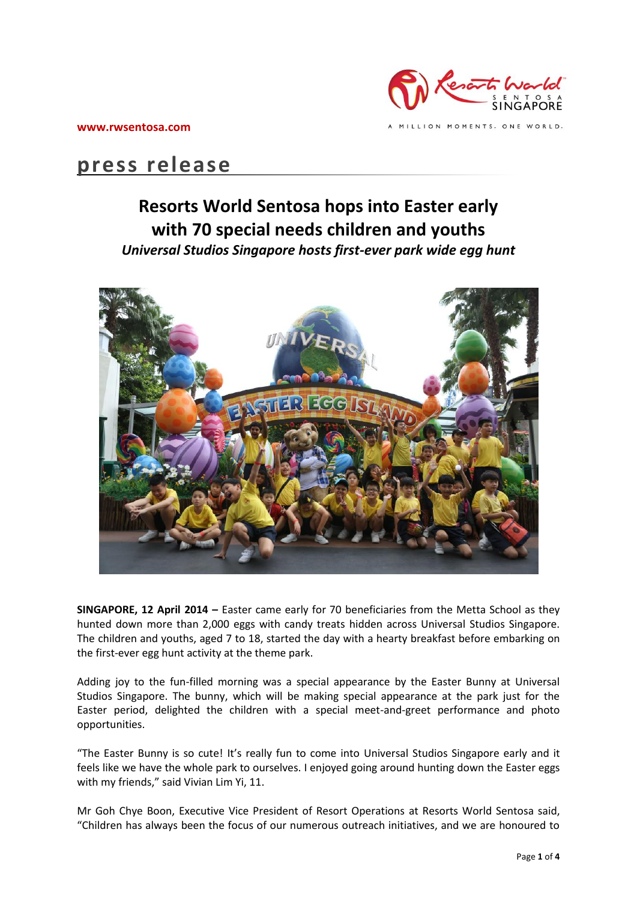www.rwsentosa.com

A MILLION MOMENTS. ONE WORLD.

press release

# Resorts World Sentosa hops into Easter early with 70 special needs children and youths

***Universal Studios Singapore hosts first-ever park wide egg hunt***

**SINGAPORE, 12 April 2014 –** Easter came early for 70 beneficiaries from the Metta School as they hunted down more than 2,000 eggs with candy treats hidden across Universal Studios Singapore. The children and youths, aged 7 to 18, started the day with a hearty breakfast before embarking on the first-ever egg hunt activity at the theme park.

Adding joy to the fun-filled morning was a special appearance by the Easter Bunny at Universal Studios Singapore. The bunny, which will be making special appearance at the park just for the Easter period, delighted the children with a special meet-and-greet performance and photo opportunities.

"The Easter Bunny is so cute! It's really fun to come into Universal Studios Singapore early and it feels like we have the whole park to ourselves. I enjoyed going around hunting down the Easter eggs with my friends," said Vivian Lim Yi, 11.

Mr Goh Chye Boon, Executive Vice President of Resort Operations at Resorts World Sentosa said, "Children has always been the focus of our numerous outreach initiatives, and we are honoured to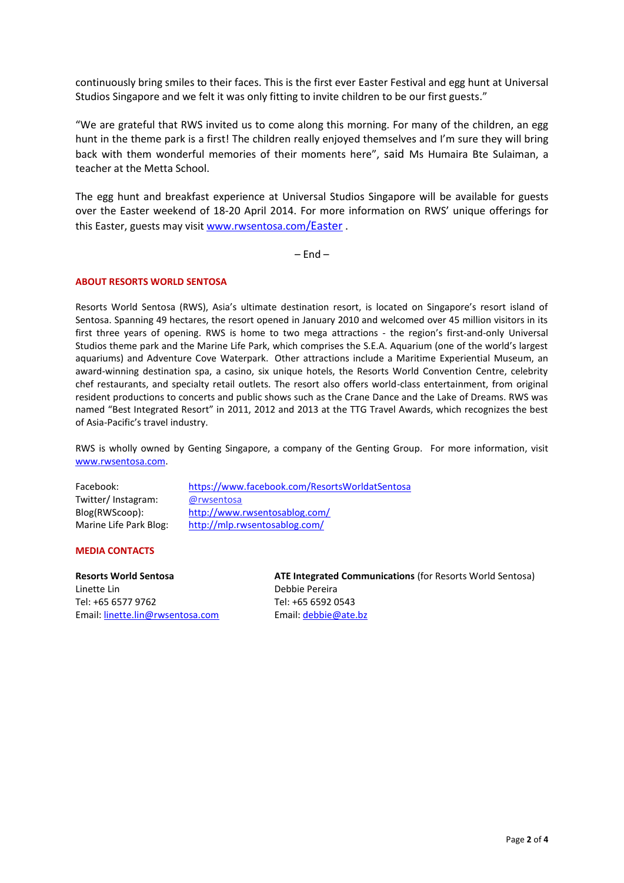continuously bring smiles to their faces. This is the first ever Easter Festival and egg hunt at Universal Studios Singapore and we felt it was only fitting to invite children to be our first guests."

"We are grateful that RWS invited us to come along this morning. For many of the children, an egg hunt in the theme park is a first! The children really enjoyed themselves and I'm sure they will bring back with them wonderful memories of their moments here", said Ms Humaira Bte Sulaiman, a teacher at the Metta School.

The egg hunt and breakfast experience at Universal Studios Singapore will be available for guests over the Easter weekend of 18-20 April 2014. For more information on RWS' unique offerings for this Easter, guests may visit [www.rwsentosa.com/Easter](http://www.rwsentosa.com/Easter) .

– End –

## ABOUT RESORTS WORLD SENTOSA

Resorts World Sentosa (RWS), Asia's ultimate destination resort, is located on Singapore's resort island of Sentosa. Spanning 49 hectares, the resort opened in January 2010 and welcomed over 45 million visitors in its first three years of opening. RWS is home to two mega attractions - the region's first-and-only Universal Studios theme park and the Marine Life Park, which comprises the S.E.A. Aquarium (one of the world's largest aquariums) and Adventure Cove Waterpark. Other attractions include a Maritime Experiential Museum, an award-winning destination spa, a casino, six unique hotels, the Resorts World Convention Centre, celebrity chef restaurants, and specialty retail outlets. The resort also offers world-class entertainment, from original resident productions to concerts and public shows such as the Crane Dance and the Lake of Dreams. RWS was named "Best Integrated Resort" in 2011, 2012 and 2013 at the TTG Travel Awards, which recognizes the best of Asia-Pacific's travel industry.

RWS is wholly owned by Genting Singapore, a company of the Genting Group. For more information, visit [www.rwsentosa.com](http://www.rwsentosa.com).

| | |
|---|---|
| Facebook: | https://www.facebook.com/ResortsWorldatSentosa |
| Twitter/ Instagram: | @rwsentosa |
| Blog(RWScoop): | http://www.rwsentosablog.com/ |
| Marine Life Park Blog: | http://mlp.rwsentosablog.com/ |

## MEDIA CONTACTS

**Resorts World Sentosa**
Linette Lin
Tel: +65 6577 9762
Email: linette.lin@rwsentosa.com

**ATE Integrated Communications** (for Resorts World Sentosa)
Debbie Pereira
Tel: +65 6592 0543
Email: debbie@ate.bz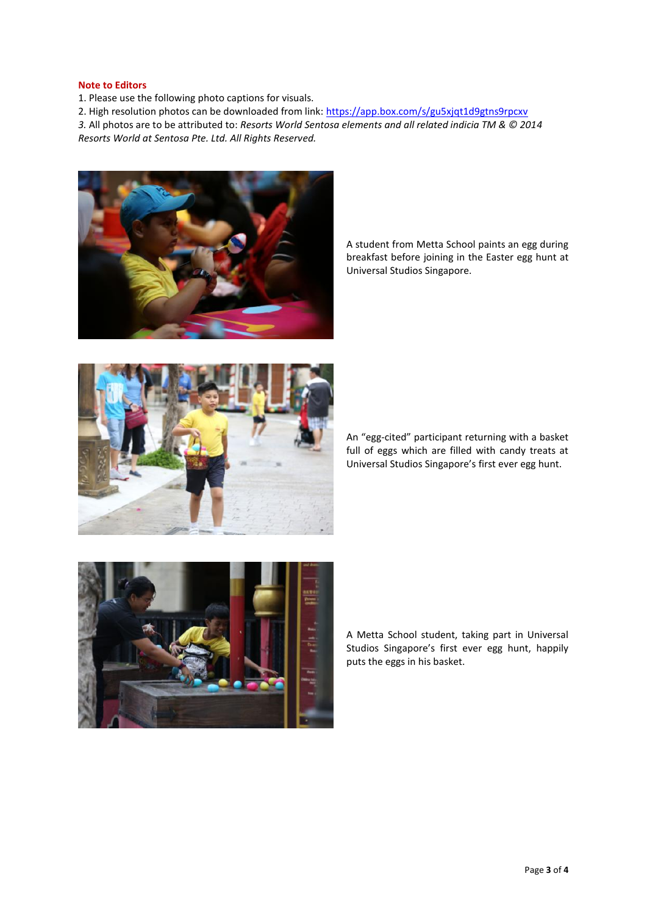**Note to Editors**

1. Please use the following photo captions for visuals.
2. High resolution photos can be downloaded from link: https://app.box.com/s/gu5xjqt1d9gtns9rpcxv
3. All photos are to be attributed to: *Resorts World Sentosa elements and all related indicia TM & © 2014 Resorts World at Sentosa Pte. Ltd. All Rights Reserved.*

A student from Metta School paints an egg during breakfast before joining in the Easter egg hunt at Universal Studios Singapore.

An "egg-cited" participant returning with a basket full of eggs which are filled with candy treats at Universal Studios Singapore's first ever egg hunt.

A Metta School student, taking part in Universal Studios Singapore's first ever egg hunt, happily puts the eggs in his basket.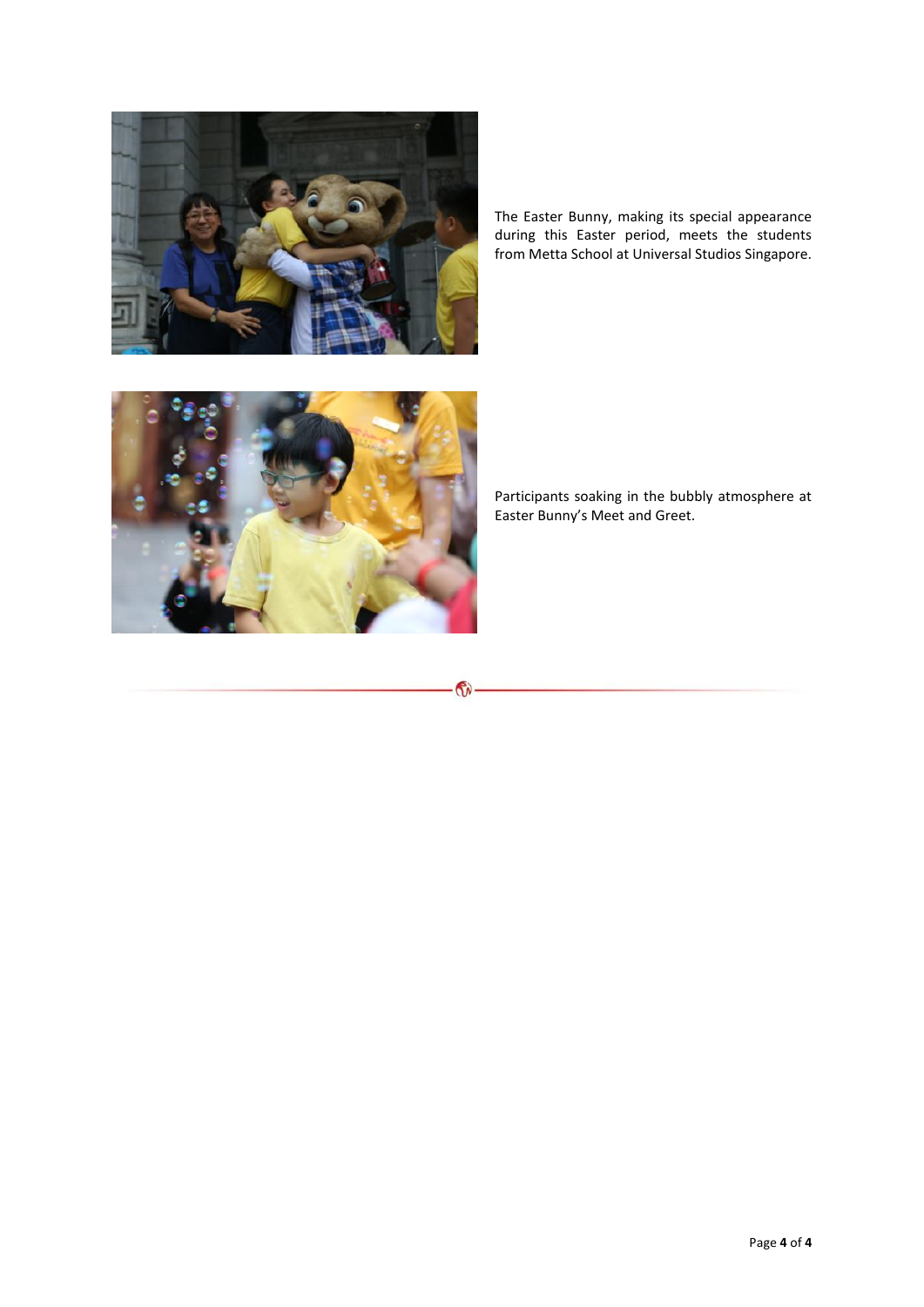The Easter Bunny, making its special appearance during this Easter period, meets the students from Metta School at Universal Studios Singapore.

Participants soaking in the bubbly atmosphere at Easter Bunny's Meet and Greet.